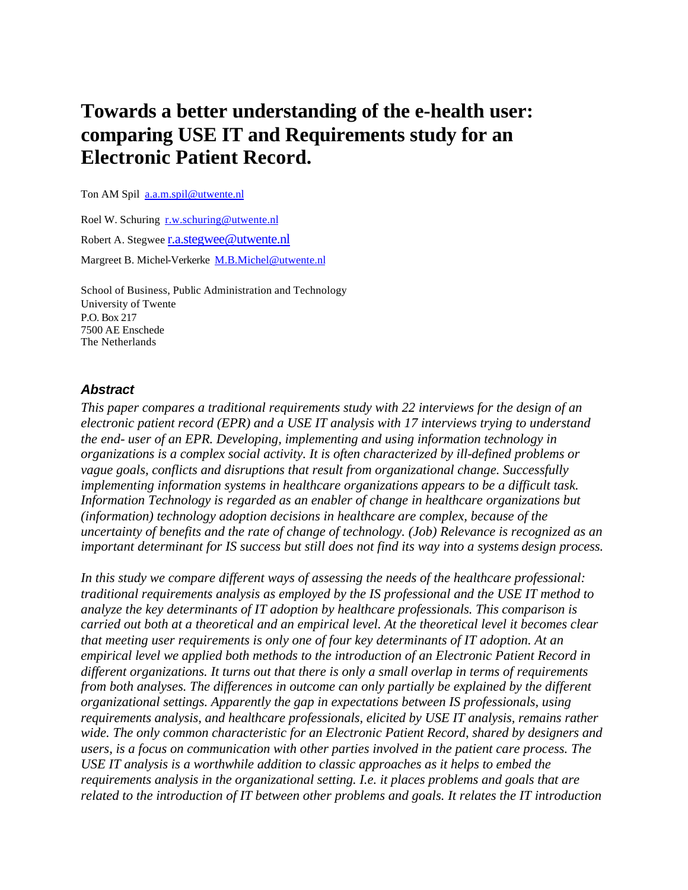# Towards a better understanding of the e-health user: comparing USE IT and Requirements study for an Electronic Patient Record.

Ton AM Spil a.a.m.spil@utwente.nl

Roel W. Schuring r.w.schuring@utwente.nl

Robert A. Stegwee r.a.stegwee@utwente.nl

Margreet B. Michel-Verkerke M.B.Michel@utwente.nl

School of Business, Public Administration and Technology  
University of Twente  
P.O. Box 217  
7500 AE Enschede  
The Netherlands

### Abstract

*This paper compares a traditional requirements study with 22 interviews for the design of an electronic patient record (EPR) and a USE IT analysis with 17 interviews trying to understand the end- user of an EPR. Developing, implementing and using information technology in organizations is a complex social activity. It is often characterized by ill-defined problems or vague goals, conflicts and disruptions that result from organizational change. Successfully implementing information systems in healthcare organizations appears to be a difficult task. Information Technology is regarded as an enabler of change in healthcare organizations but (information) technology adoption decisions in healthcare are complex, because of the uncertainty of benefits and the rate of change of technology. (Job) Relevance is recognized as an important determinant for IS success but still does not find its way into a systems design process.*

*In this study we compare different ways of assessing the needs of the healthcare professional: traditional requirements analysis as employed by the IS professional and the USE IT method to analyze the key determinants of IT adoption by healthcare professionals. This comparison is carried out both at a theoretical and an empirical level. At the theoretical level it becomes clear that meeting user requirements is only one of four key determinants of IT adoption. At an empirical level we applied both methods to the introduction of an Electronic Patient Record in different organizations. It turns out that there is only a small overlap in terms of requirements from both analyses. The differences in outcome can only partially be explained by the different organizational settings. Apparently the gap in expectations between IS professionals, using requirements analysis, and healthcare professionals, elicited by USE IT analysis, remains rather wide. The only common characteristic for an Electronic Patient Record, shared by designers and users, is a focus on communication with other parties involved in the patient care process. The USE IT analysis is a worthwhile addition to classic approaches as it helps to embed the requirements analysis in the organizational setting. I.e. it places problems and goals that are related to the introduction of IT between other problems and goals. It relates the IT introduction*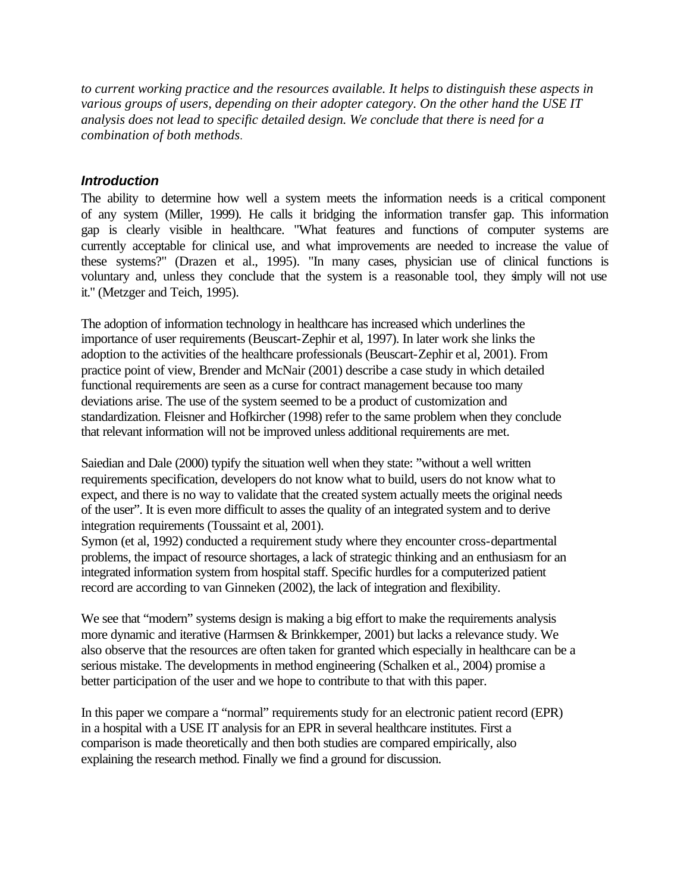*to current working practice and the resources available. It helps to distinguish these aspects in various groups of users, depending on their adopter category. On the other hand the USE IT analysis does not lead to specific detailed design. We conclude that there is need for a combination of both methods.*

## *Introduction*

The ability to determine how well a system meets the information needs is a critical component of any system (Miller, 1999). He calls it bridging the information transfer gap. This information gap is clearly visible in healthcare. "What features and functions of computer systems are currently acceptable for clinical use, and what improvements are needed to increase the value of these systems?" (Drazen et al., 1995). "In many cases, physician use of clinical functions is voluntary and, unless they conclude that the system is a reasonable tool, they simply will not use it." (Metzger and Teich, 1995).

The adoption of information technology in healthcare has increased which underlines the importance of user requirements (Beuscart-Zephir et al, 1997). In later work she links the adoption to the activities of the healthcare professionals (Beuscart-Zephir et al, 2001). From practice point of view, Brender and McNair (2001) describe a case study in which detailed functional requirements are seen as a curse for contract management because too many deviations arise. The use of the system seemed to be a product of customization and standardization. Fleisner and Hofkircher (1998) refer to the same problem when they conclude that relevant information will not be improved unless additional requirements are met.

Saiedian and Dale (2000) typify the situation well when they state: "without a well written requirements specification, developers do not know what to build, users do not know what to expect, and there is no way to validate that the created system actually meets the original needs of the user". It is even more difficult to asses the quality of an integrated system and to derive integration requirements (Toussaint et al, 2001).
Symon (et al, 1992) conducted a requirement study where they encounter cross-departmental problems, the impact of resource shortages, a lack of strategic thinking and an enthusiasm for an integrated information system from hospital staff. Specific hurdles for a computerized patient record are according to van Ginneken (2002), the lack of integration and flexibility.

We see that "modern" systems design is making a big effort to make the requirements analysis more dynamic and iterative (Harmsen & Brinkkemper, 2001) but lacks a relevance study. We also observe that the resources are often taken for granted which especially in healthcare can be a serious mistake. The developments in method engineering (Schalken et al., 2004) promise a better participation of the user and we hope to contribute to that with this paper.

In this paper we compare a "normal" requirements study for an electronic patient record (EPR) in a hospital with a USE IT analysis for an EPR in several healthcare institutes. First a comparison is made theoretically and then both studies are compared empirically, also explaining the research method. Finally we find a ground for discussion.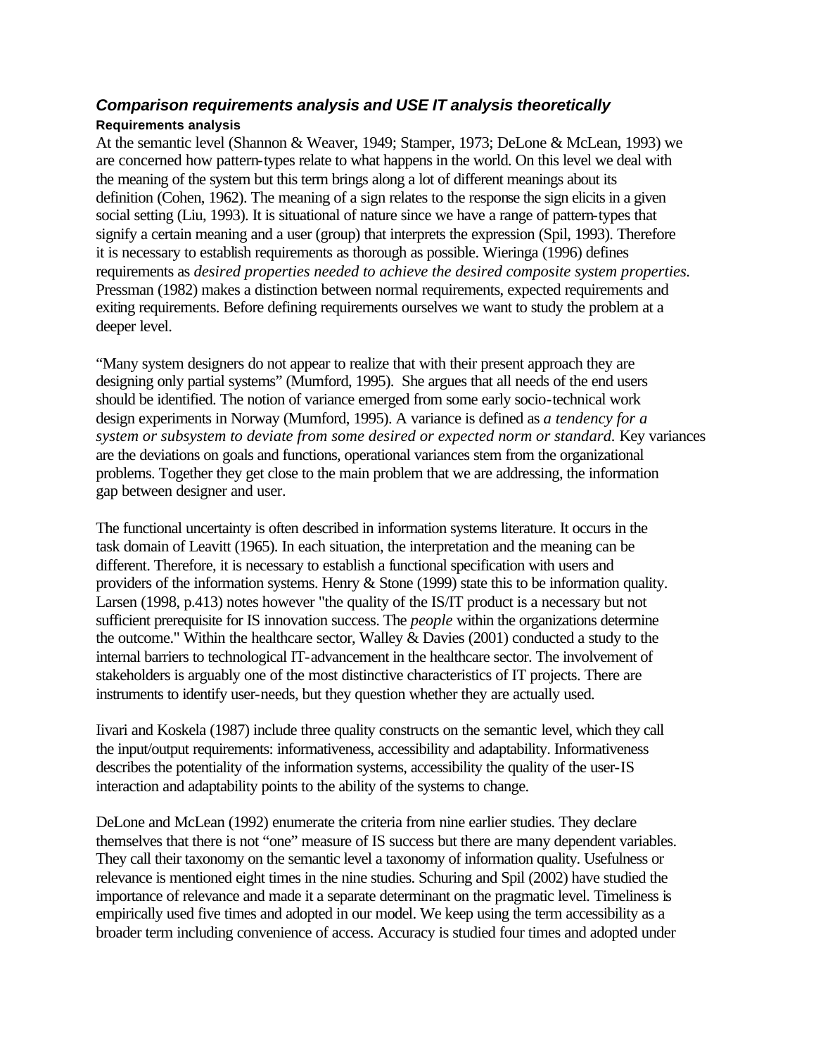### *Comparison requirements analysis and USE IT analysis theoretically*

#### Requirements analysis

At the semantic level (Shannon & Weaver, 1949; Stamper, 1973; DeLone & McLean, 1993) we are concerned how pattern-types relate to what happens in the world. On this level we deal with the meaning of the system but this term brings along a lot of different meanings about its definition (Cohen, 1962). The meaning of a sign relates to the response the sign elicits in a given social setting (Liu, 1993). It is situational of nature since we have a range of pattern-types that signify a certain meaning and a user (group) that interprets the expression (Spil, 1993). Therefore it is necessary to establish requirements as thorough as possible. Wieringa (1996) defines requirements as *desired properties needed to achieve the desired composite system properties.* Pressman (1982) makes a distinction between normal requirements, expected requirements and exiting requirements. Before defining requirements ourselves we want to study the problem at a deeper level.

"Many system designers do not appear to realize that with their present approach they are designing only partial systems" (Mumford, 1995). She argues that all needs of the end users should be identified. The notion of variance emerged from some early socio-technical work design experiments in Norway (Mumford, 1995). A variance is defined as *a tendency for a system or subsystem to deviate from some desired or expected norm or standard.* Key variances are the deviations on goals and functions, operational variances stem from the organizational problems. Together they get close to the main problem that we are addressing, the information gap between designer and user.

The functional uncertainty is often described in information systems literature. It occurs in the task domain of Leavitt (1965). In each situation, the interpretation and the meaning can be different. Therefore, it is necessary to establish a functional specification with users and providers of the information systems. Henry & Stone (1999) state this to be information quality. Larsen (1998, p.413) notes however "the quality of the IS/IT product is a necessary but not sufficient prerequisite for IS innovation success. The *people* within the organizations determine the outcome." Within the healthcare sector, Walley & Davies (2001) conducted a study to the internal barriers to technological IT-advancement in the healthcare sector. The involvement of stakeholders is arguably one of the most distinctive characteristics of IT projects. There are instruments to identify user-needs, but they question whether they are actually used.

Iivari and Koskela (1987) include three quality constructs on the semantic level, which they call the input/output requirements: informativeness, accessibility and adaptability. Informativeness describes the potentiality of the information systems, accessibility the quality of the user-IS interaction and adaptability points to the ability of the systems to change.

DeLone and McLean (1992) enumerate the criteria from nine earlier studies. They declare themselves that there is not "one" measure of IS success but there are many dependent variables. They call their taxonomy on the semantic level a taxonomy of information quality. Usefulness or relevance is mentioned eight times in the nine studies. Schuring and Spil (2002) have studied the importance of relevance and made it a separate determinant on the pragmatic level. Timeliness is empirically used five times and adopted in our model. We keep using the term accessibility as a broader term including convenience of access. Accuracy is studied four times and adopted under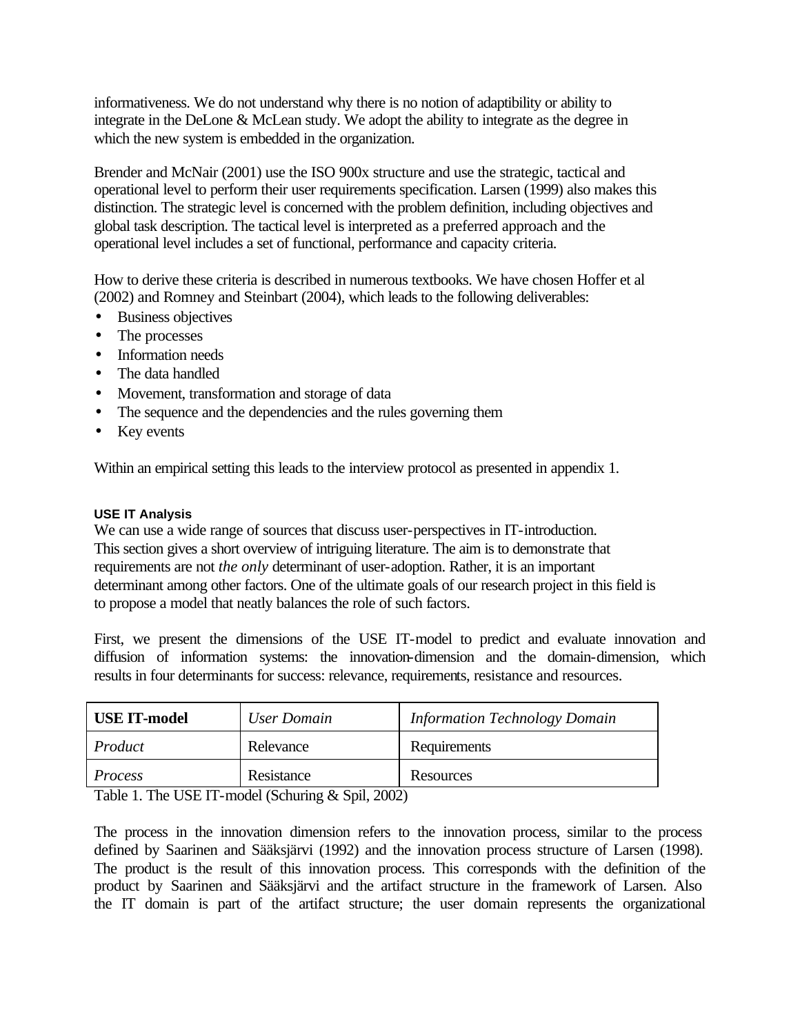informativeness. We do not understand why there is no notion of adaptibility or ability to integrate in the DeLone & McLean study. We adopt the ability to integrate as the degree in which the new system is embedded in the organization.

Brender and McNair (2001) use the ISO 900x structure and use the strategic, tactical and operational level to perform their user requirements specification. Larsen (1999) also makes this distinction. The strategic level is concerned with the problem definition, including objectives and global task description. The tactical level is interpreted as a preferred approach and the operational level includes a set of functional, performance and capacity criteria.

How to derive these criteria is described in numerous textbooks. We have chosen Hoffer et al (2002) and Romney and Steinbart (2004), which leads to the following deliverables:

- Business objectives
- The processes
- Information needs
- The data handled
- Movement, transformation and storage of data
- The sequence and the dependencies and the rules governing them
- Key events

Within an empirical setting this leads to the interview protocol as presented in appendix 1.

#### USE IT Analysis

We can use a wide range of sources that discuss user-perspectives in IT-introduction. This section gives a short overview of intriguing literature. The aim is to demonstrate that requirements are not *the only* determinant of user-adoption. Rather, it is an important determinant among other factors. One of the ultimate goals of our research project in this field is to propose a model that neatly balances the role of such factors.

First, we present the dimensions of the USE IT-model to predict and evaluate innovation and diffusion of information systems: the innovation-dimension and the domain-dimension, which results in four determinants for success: relevance, requirements, resistance and resources.

| **USE IT-model** | *User Domain* | *Information Technology Domain* |
|---|---|---|
| *Product* | Relevance | Requirements |
| *Process* | Resistance | Resources |

Table 1. The USE IT-model (Schuring & Spil, 2002)

The process in the innovation dimension refers to the innovation process, similar to the process defined by Saarinen and Sääksjärvi (1992) and the innovation process structure of Larsen (1998). The product is the result of this innovation process. This corresponds with the definition of the product by Saarinen and Sääksjärvi and the artifact structure in the framework of Larsen. Also the IT domain is part of the artifact structure; the user domain represents the organizational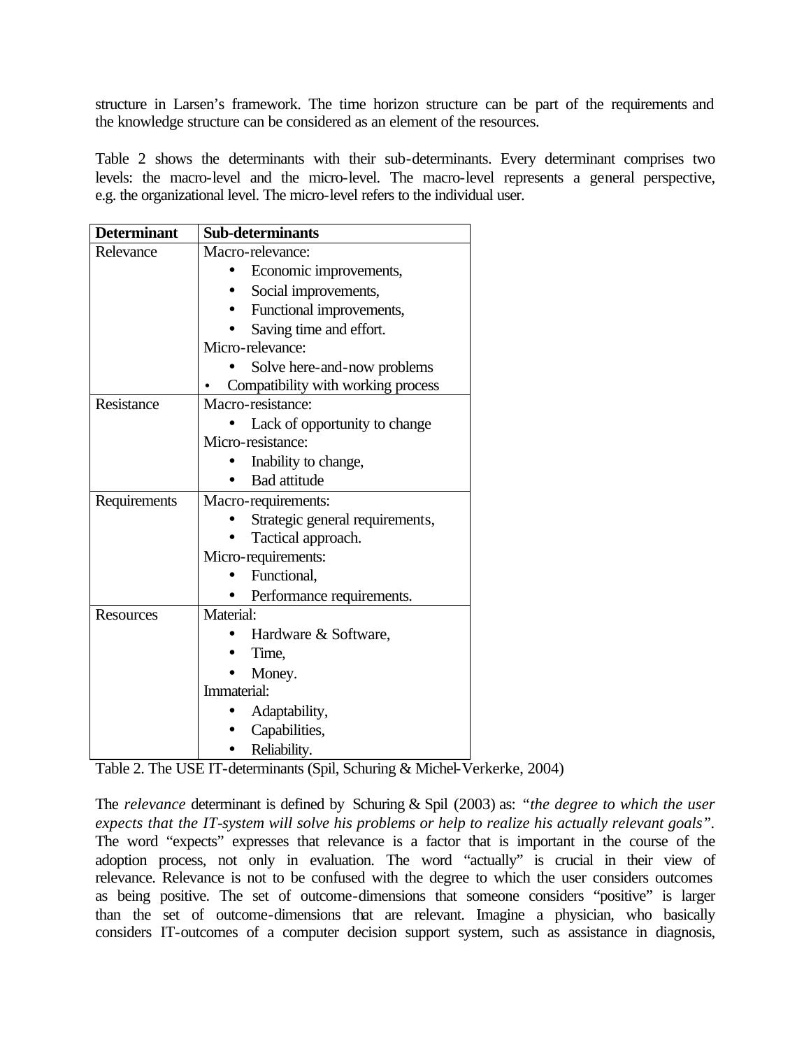structure in Larsen's framework. The time horizon structure can be part of the requirements and the knowledge structure can be considered as an element of the resources.

Table 2 shows the determinants with their sub-determinants. Every determinant comprises two levels: the macro-level and the micro-level. The macro-level represents a general perspective, e.g. the organizational level. The micro-level refers to the individual user.

| Determinant | Sub-determinants |
|---|---|
| Relevance | Macro-relevance:<br>• Economic improvements,<br>• Social improvements,<br>• Functional improvements,<br>• Saving time and effort.<br>Micro-relevance:<br>• Solve here-and-now problems<br>• Compatibility with working process |
| Resistance | Macro-resistance:<br>• Lack of opportunity to change<br>Micro-resistance:<br>• Inability to change,<br>• Bad attitude |
| Requirements | Macro-requirements:<br>• Strategic general requirements,<br>• Tactical approach.<br>Micro-requirements:<br>• Functional,<br>• Performance requirements. |
| Resources | Material:<br>• Hardware & Software,<br>• Time,<br>• Money.<br>Immaterial:<br>• Adaptability,<br>• Capabilities,<br>• Reliability. |

Table 2. The USE IT-determinants (Spil, Schuring & Michel-Verkerke, 2004)

The *relevance* determinant is defined by Schuring & Spil (2003) as: *"the degree to which the user expects that the IT-system will solve his problems or help to realize his actually relevant goals"*. The word "expects" expresses that relevance is a factor that is important in the course of the adoption process, not only in evaluation. The word "actually" is crucial in their view of relevance. Relevance is not to be confused with the degree to which the user considers outcomes as being positive. The set of outcome-dimensions that someone considers "positive" is larger than the set of outcome-dimensions that are relevant. Imagine a physician, who basically considers IT-outcomes of a computer decision support system, such as assistance in diagnosis,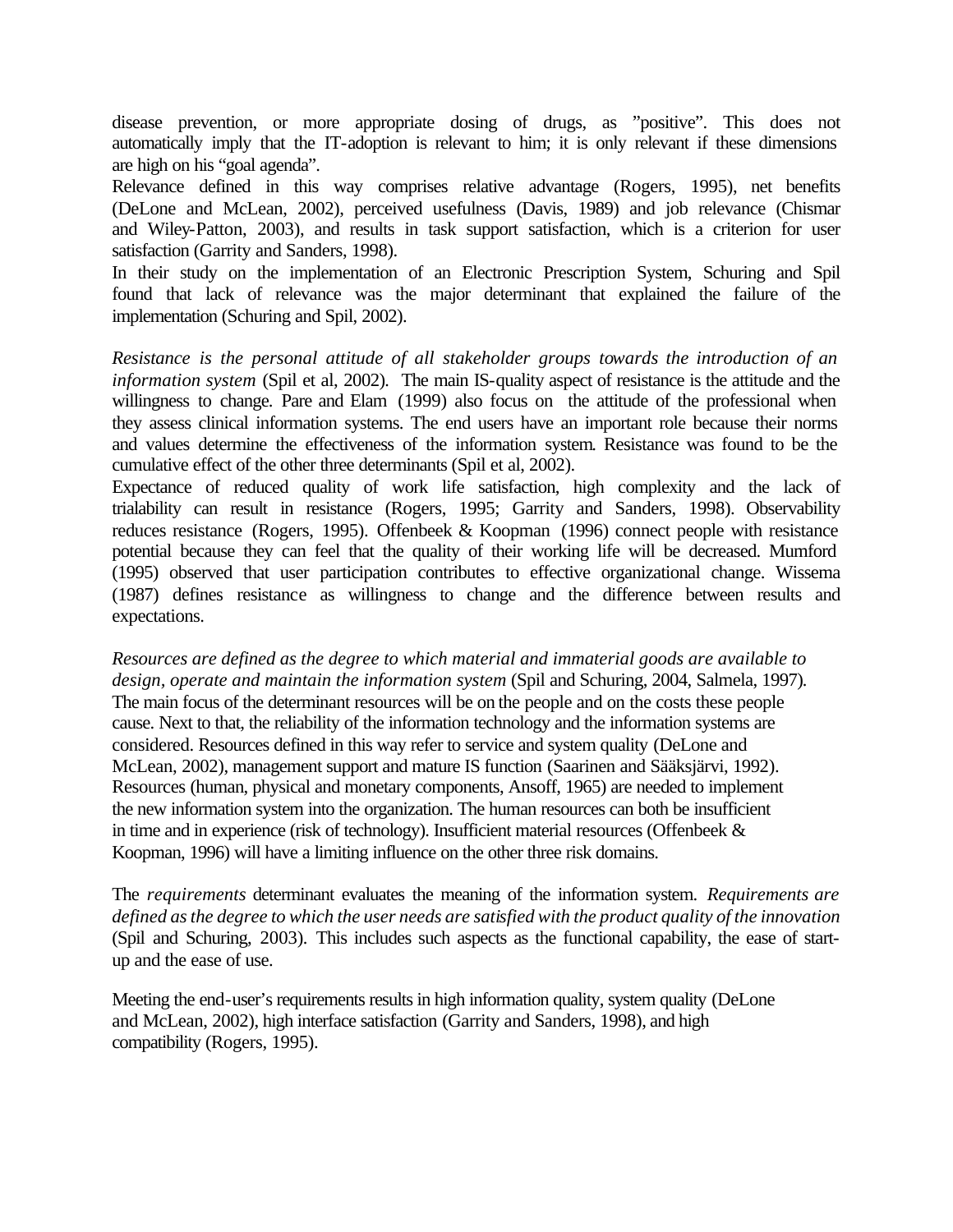disease prevention, or more appropriate dosing of drugs, as ”positive”. This does not automatically imply that the IT-adoption is relevant to him; it is only relevant if these dimensions are high on his “goal agenda”.
Relevance defined in this way comprises relative advantage (Rogers, 1995), net benefits (DeLone and McLean, 2002), perceived usefulness (Davis, 1989) and job relevance (Chismar and Wiley-Patton, 2003), and results in task support satisfaction, which is a criterion for user satisfaction (Garrity and Sanders, 1998).
In their study on the implementation of an Electronic Prescription System, Schuring and Spil found that lack of relevance was the major determinant that explained the failure of the implementation (Schuring and Spil, 2002).

*Resistance is the personal attitude of all stakeholder groups towards the introduction of an information system* (Spil et al, 2002). The main IS-quality aspect of resistance is the attitude and the willingness to change. Pare and Elam (1999) also focus on the attitude of the professional when they assess clinical information systems. The end users have an important role because their norms and values determine the effectiveness of the information system. Resistance was found to be the cumulative effect of the other three determinants (Spil et al, 2002).
Expectance of reduced quality of work life satisfaction, high complexity and the lack of trialability can result in resistance (Rogers, 1995; Garrity and Sanders, 1998). Observability reduces resistance (Rogers, 1995). Offenbeek & Koopman (1996) connect people with resistance potential because they can feel that the quality of their working life will be decreased. Mumford (1995) observed that user participation contributes to effective organizational change. Wissema (1987) defines resistance as willingness to change and the difference between results and expectations.

*Resources are defined as the degree to which material and immaterial goods are available to design, operate and maintain the information system* (Spil and Schuring, 2004, Salmela, 1997). The main focus of the determinant resources will be on the people and on the costs these people cause. Next to that, the reliability of the information technology and the information systems are considered. Resources defined in this way refer to service and system quality (DeLone and McLean, 2002), management support and mature IS function (Saarinen and Sääksjärvi, 1992). Resources (human, physical and monetary components, Ansoff, 1965) are needed to implement the new information system into the organization. The human resources can both be insufficient in time and in experience (risk of technology). Insufficient material resources (Offenbeek & Koopman, 1996) will have a limiting influence on the other three risk domains.

The *requirements* determinant evaluates the meaning of the information system. *Requirements are defined as the degree to which the user needs are satisfied with the product quality of the innovation* (Spil and Schuring, 2003). This includes such aspects as the functional capability, the ease of start-up and the ease of use.

Meeting the end-user's requirements results in high information quality, system quality (DeLone and McLean, 2002), high interface satisfaction (Garrity and Sanders, 1998), and high compatibility (Rogers, 1995).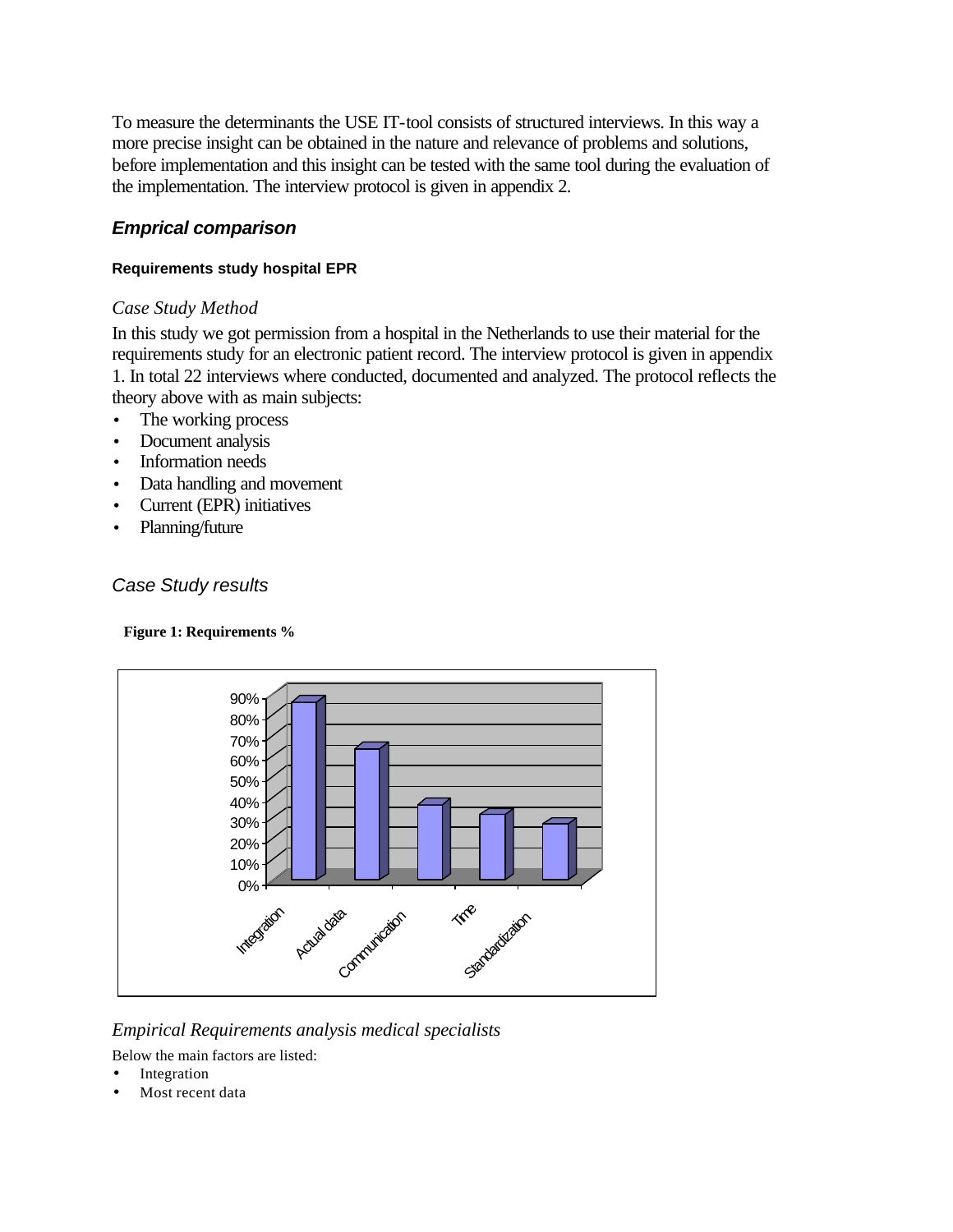To measure the determinants the USE IT-tool consists of structured interviews. In this way a more precise insight can be obtained in the nature and relevance of problems and solutions, before implementation and this insight can be tested with the same tool during the evaluation of the implementation. The interview protocol is given in appendix 2.

## *Emprical comparison*

#### Requirements study hospital EPR

### *Case Study Method*

In this study we got permission from a hospital in the Netherlands to use their material for the requirements study for an electronic patient record. The interview protocol is given in appendix 1. In total 22 interviews where conducted, documented and analyzed. The protocol reflects the theory above with as main subjects:

- The working process
- Document analysis
- Information needs
- Data handling and movement
- Current (EPR) initiatives
- Planning/future

### *Case Study results*

**Figure 1: Requirements %**

### *Empirical Requirements analysis medical specialists*

Below the main factors are listed:

- Integration
- Most recent data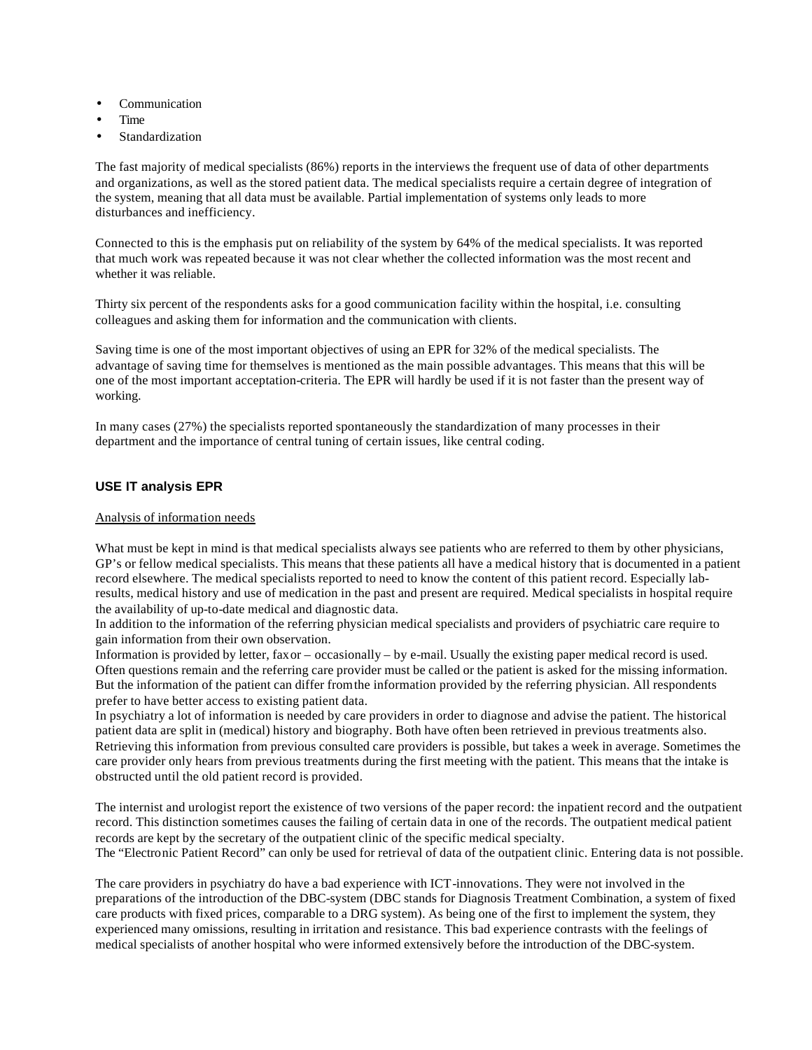- Communication
- Time
- Standardization

The fast majority of medical specialists (86%) reports in the interviews the frequent use of data of other departments and organizations, as well as the stored patient data. The medical specialists require a certain degree of integration of the system, meaning that all data must be available. Partial implementation of systems only leads to more disturbances and inefficiency.

Connected to this is the emphasis put on reliability of the system by 64% of the medical specialists. It was reported that much work was repeated because it was not clear whether the collected information was the most recent and whether it was reliable.

Thirty six percent of the respondents asks for a good communication facility within the hospital, i.e. consulting colleagues and asking them for information and the communication with clients.

Saving time is one of the most important objectives of using an EPR for 32% of the medical specialists. The advantage of saving time for themselves is mentioned as the main possible advantages. This means that this will be one of the most important acceptation-criteria. The EPR will hardly be used if it is not faster than the present way of working.

In many cases (27%) the specialists reported spontaneously the standardization of many processes in their department and the importance of central tuning of certain issues, like central coding.

### USE IT analysis EPR

<u>Analysis of information needs</u>

What must be kept in mind is that medical specialists always see patients who are referred to them by other physicians, GP's or fellow medical specialists. This means that these patients all have a medical history that is documented in a patient record elsewhere. The medical specialists reported to need to know the content of this patient record. Especially lab-results, medical history and use of medication in the past and present are required. Medical specialists in hospital require the availability of up-to-date medical and diagnostic data.
In addition to the information of the referring physician medical specialists and providers of psychiatric care require to gain information from their own observation.
Information is provided by letter, fax or – occasionally – by e-mail. Usually the existing paper medical record is used. Often questions remain and the referring care provider must be called or the patient is asked for the missing information. But the information of the patient can differ from the information provided by the referring physician. All respondents prefer to have better access to existing patient data.
In psychiatry a lot of information is needed by care providers in order to diagnose and advise the patient. The historical patient data are split in (medical) history and biography. Both have often been retrieved in previous treatments also. Retrieving this information from previous consulted care providers is possible, but takes a week in average. Sometimes the care provider only hears from previous treatments during the first meeting with the patient. This means that the intake is obstructed until the old patient record is provided.

The internist and urologist report the existence of two versions of the paper record: the inpatient record and the outpatient record. This distinction sometimes causes the failing of certain data in one of the records. The outpatient medical patient records are kept by the secretary of the outpatient clinic of the specific medical specialty.
The "Electronic Patient Record" can only be used for retrieval of data of the outpatient clinic. Entering data is not possible.

The care providers in psychiatry do have a bad experience with ICT-innovations. They were not involved in the preparations of the introduction of the DBC-system (DBC stands for Diagnosis Treatment Combination, a system of fixed care products with fixed prices, comparable to a DRG system). As being one of the first to implement the system, they experienced many omissions, resulting in irritation and resistance. This bad experience contrasts with the feelings of medical specialists of another hospital who were informed extensively before the introduction of the DBC-system.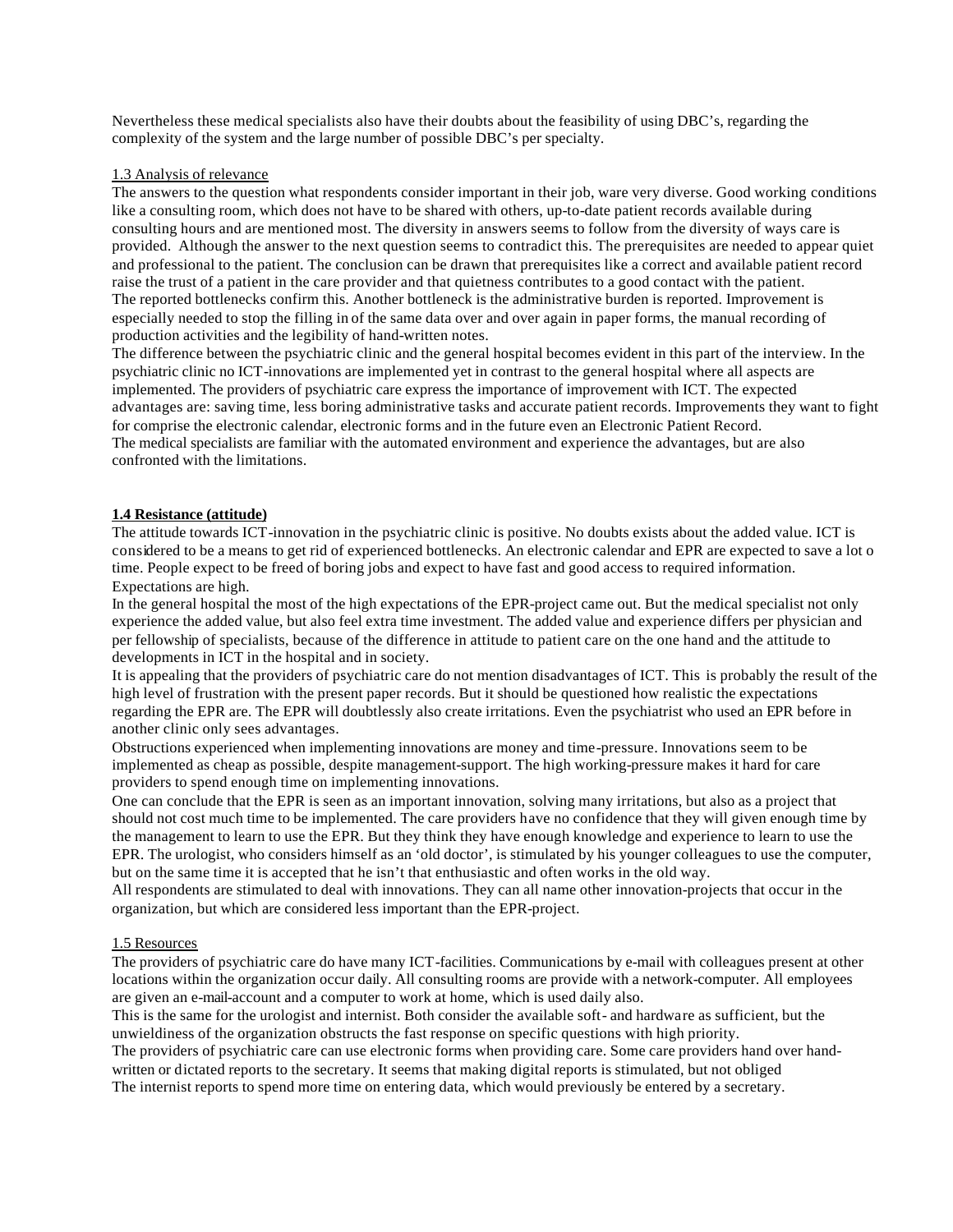Nevertheless these medical specialists also have their doubts about the feasibility of using DBC's, regarding the complexity of the system and the large number of possible DBC's per specialty.

1.3 Analysis of relevance

The answers to the question what respondents consider important in their job, ware very diverse. Good working conditions like a consulting room, which does not have to be shared with others, up-to-date patient records available during consulting hours and are mentioned most. The diversity in answers seems to follow from the diversity of ways care is provided. Although the answer to the next question seems to contradict this. The prerequisites are needed to appear quiet and professional to the patient. The conclusion can be drawn that prerequisites like a correct and available patient record raise the trust of a patient in the care provider and that quietness contributes to a good contact with the patient.
The reported bottlenecks confirm this. Another bottleneck is the administrative burden is reported. Improvement is especially needed to stop the filling in of the same data over and over again in paper forms, the manual recording of production activities and the legibility of hand-written notes.
The difference between the psychiatric clinic and the general hospital becomes evident in this part of the interview. In the psychiatric clinic no ICT-innovations are implemented yet in contrast to the general hospital where all aspects are implemented. The providers of psychiatric care express the importance of improvement with ICT. The expected advantages are: saving time, less boring administrative tasks and accurate patient records. Improvements they want to fight for comprise the electronic calendar, electronic forms and in the future even an Electronic Patient Record.
The medical specialists are familiar with the automated environment and experience the advantages, but are also confronted with the limitations.

**1.4 Resistance (attitude)**

The attitude towards ICT-innovation in the psychiatric clinic is positive. No doubts exists about the added value. ICT is considered to be a means to get rid of experienced bottlenecks. An electronic calendar and EPR are expected to save a lot o time. People expect to be freed of boring jobs and expect to have fast and good access to required information. Expectations are high.
In the general hospital the most of the high expectations of the EPR-project came out. But the medical specialist not only experience the added value, but also feel extra time investment. The added value and experience differs per physician and per fellowship of specialists, because of the difference in attitude to patient care on the one hand and the attitude to developments in ICT in the hospital and in society.
It is appealing that the providers of psychiatric care do not mention disadvantages of ICT. This is probably the result of the high level of frustration with the present paper records. But it should be questioned how realistic the expectations regarding the EPR are. The EPR will doubtlessly also create irritations. Even the psychiatrist who used an EPR before in another clinic only sees advantages.
Obstructions experienced when implementing innovations are money and time-pressure. Innovations seem to be implemented as cheap as possible, despite management-support. The high working-pressure makes it hard for care providers to spend enough time on implementing innovations.
One can conclude that the EPR is seen as an important innovation, solving many irritations, but also as a project that should not cost much time to be implemented. The care providers have no confidence that they will given enough time by the management to learn to use the EPR. But they think they have enough knowledge and experience to learn to use the EPR. The urologist, who considers himself as an 'old doctor', is stimulated by his younger colleagues to use the computer, but on the same time it is accepted that he isn't that enthusiastic and often works in the old way.
All respondents are stimulated to deal with innovations. They can all name other innovation-projects that occur in the organization, but which are considered less important than the EPR-project.

1.5 Resources

The providers of psychiatric care do have many ICT-facilities. Communications by e-mail with colleagues present at other locations within the organization occur daily. All consulting rooms are provide with a network-computer. All employees are given an e-mail-account and a computer to work at home, which is used daily also.
This is the same for the urologist and internist. Both consider the available soft- and hardware as sufficient, but the unwieldiness of the organization obstructs the fast response on specific questions with high priority.
The providers of psychiatric care can use electronic forms when providing care. Some care providers hand over hand-written or dictated reports to the secretary. It seems that making digital reports is stimulated, but not obliged
The internist reports to spend more time on entering data, which would previously be entered by a secretary.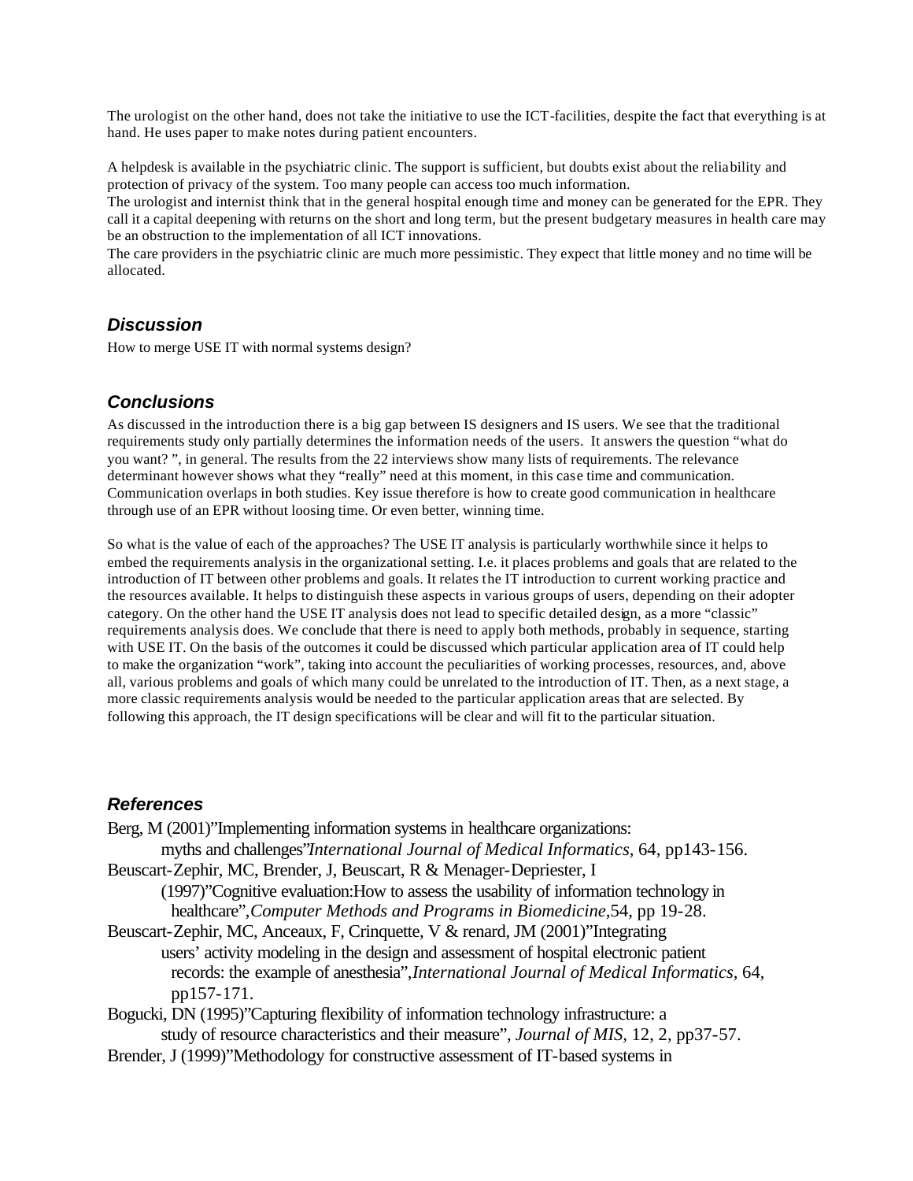The urologist on the other hand, does not take the initiative to use the ICT-facilities, despite the fact that everything is at hand. He uses paper to make notes during patient encounters.

A helpdesk is available in the psychiatric clinic. The support is sufficient, but doubts exist about the reliability and protection of privacy of the system. Too many people can access too much information.
The urologist and internist think that in the general hospital enough time and money can be generated for the EPR. They call it a capital deepening with returns on the short and long term, but the present budgetary measures in health care may be an obstruction to the implementation of all ICT innovations.
The care providers in the psychiatric clinic are much more pessimistic. They expect that little money and no time will be allocated.

### *Discussion*

How to merge USE IT with normal systems design?

### *Conclusions*

As discussed in the introduction there is a big gap between IS designers and IS users. We see that the traditional requirements study only partially determines the information needs of the users. It answers the question "what do you want? ", in general. The results from the 22 interviews show many lists of requirements. The relevance determinant however shows what they "really" need at this moment, in this case time and communication. Communication overlaps in both studies. Key issue therefore is how to create good communication in healthcare through use of an EPR without loosing time. Or even better, winning time.

So what is the value of each of the approaches? The USE IT analysis is particularly worthwhile since it helps to embed the requirements analysis in the organizational setting. I.e. it places problems and goals that are related to the introduction of IT between other problems and goals. It relates the IT introduction to current working practice and the resources available. It helps to distinguish these aspects in various groups of users, depending on their adopter category. On the other hand the USE IT analysis does not lead to specific detailed design, as a more "classic" requirements analysis does. We conclude that there is need to apply both methods, probably in sequence, starting with USE IT. On the basis of the outcomes it could be discussed which particular application area of IT could help to make the organization "work", taking into account the peculiarities of working processes, resources, and, above all, various problems and goals of which many could be unrelated to the introduction of IT. Then, as a next stage, a more classic requirements analysis would be needed to the particular application areas that are selected. By following this approach, the IT design specifications will be clear and will fit to the particular situation.

### *References*

Berg, M (2001)"Implementing information systems in healthcare organizations: myths and challenges"*International Journal of Medical Informatics*, 64, pp143-156.

Beuscart-Zephir, MC, Brender, J, Beuscart, R & Menager-Depriester, I (1997)"Cognitive evaluation:How to assess the usability of information technology in healthcare",*Computer Methods and Programs in Biomedicine*,54, pp 19-28.

Beuscart-Zephir, MC, Anceaux, F, Crinquette, V & renard, JM (2001)"Integrating users' activity modeling in the design and assessment of hospital electronic patient records: the example of anesthesia",*International Journal of Medical Informatics*, 64, pp157-171.

Bogucki, DN (1995)"Capturing flexibility of information technology infrastructure: a study of resource characteristics and their measure", *Journal of MIS*, 12, 2, pp37-57.

Brender, J (1999)"Methodology for constructive assessment of IT-based systems in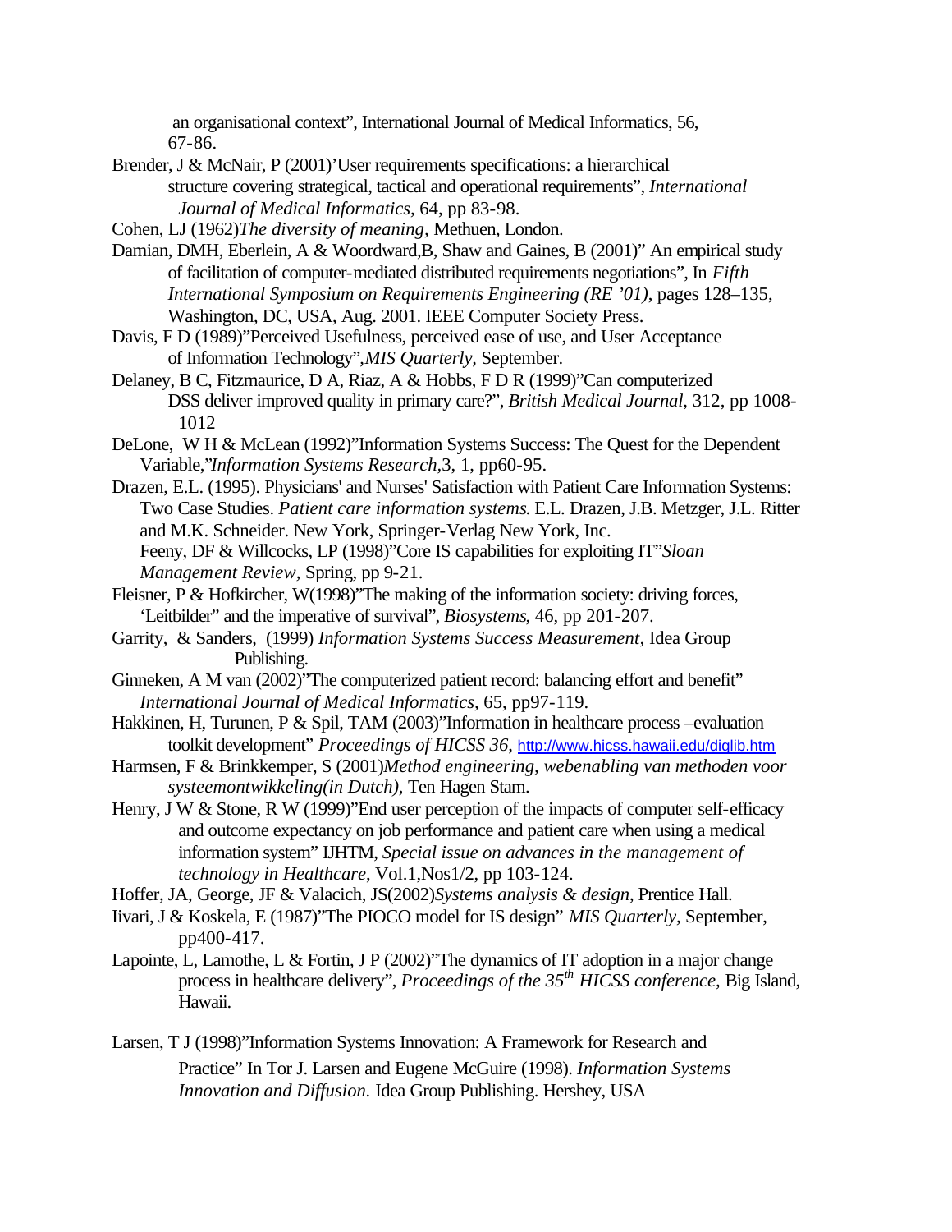an organisational context", International Journal of Medical Informatics, 56, 67-86.

Brender, J & McNair, P (2001)'User requirements specifications: a hierarchical structure covering strategical, tactical and operational requirements", *International Journal of Medical Informatics*, 64, pp 83-98.

Cohen, LJ (1962)*The diversity of meaning*, Methuen, London.

Damian, DMH, Eberlein, A & Woordward,B, Shaw and Gaines, B (2001)" An empirical study of facilitation of computer-mediated distributed requirements negotiations", In *Fifth International Symposium on Requirements Engineering (RE '01)*, pages 128–135, Washington, DC, USA, Aug. 2001. IEEE Computer Society Press.

Davis, F D (1989)"Perceived Usefulness, perceived ease of use, and User Acceptance of Information Technology",*MIS Quarterly*, September.

Delaney, B C, Fitzmaurice, D A, Riaz, A & Hobbs, F D R (1999)"Can computerized DSS deliver improved quality in primary care?", *British Medical Journal*, 312, pp 1008-1012

DeLone, W H & McLean (1992)"Information Systems Success: The Quest for the Dependent Variable,"*Information Systems Research*,3, 1, pp60-95.

Drazen, E.L. (1995). Physicians' and Nurses' Satisfaction with Patient Care Information Systems: Two Case Studies. *Patient care information systems*. E.L. Drazen, J.B. Metzger, J.L. Ritter and M.K. Schneider. New York, Springer-Verlag New York, Inc.

Feeny, DF & Willcocks, LP (1998)"Core IS capabilities for exploiting IT"*Sloan Management Review*, Spring, pp 9-21.

Fleisner, P & Hofkircher, W(1998)"The making of the information society: driving forces, 'Leitbilder" and the imperative of survival", *Biosystems*, 46, pp 201-207.

Garrity, & Sanders, (1999) *Information Systems Success Measurement*, Idea Group Publishing.

Ginneken, A M van (2002)"The computerized patient record: balancing effort and benefit" *International Journal of Medical Informatics*, 65, pp97-119.

Hakkinen, H, Turunen, P & Spil, TAM (2003)"Information in healthcare process –evaluation toolkit development" *Proceedings of HICSS 36*, http://www.hicss.hawaii.edu/diglib.htm

Harmsen, F & Brinkkemper, S (2001)*Method engineering, webenabling van methoden voor systeemontwikkeling(in Dutch)*, Ten Hagen Stam.

Henry, J W & Stone, R W (1999)"End user perception of the impacts of computer self-efficacy and outcome expectancy on job performance and patient care when using a medical information system" IJHTM, *Special issue on advances in the management of technology in Healthcare*, Vol.1,Nos1/2, pp 103-124.

Hoffer, JA, George, JF & Valacich, JS(2002)*Systems analysis & design*, Prentice Hall.

Iivari, J & Koskela, E (1987)"The PIOCO model for IS design" *MIS Quarterly*, September, pp400-417.

Lapointe, L, Lamothe, L & Fortin, J P (2002)"The dynamics of IT adoption in a major change process in healthcare delivery", *Proceedings of the 35th HICSS conference*, Big Island, Hawaii.

Larsen, T J (1998)"Information Systems Innovation: A Framework for Research and Practice" In Tor J. Larsen and Eugene McGuire (1998). *Information Systems Innovation and Diffusion.* Idea Group Publishing. Hershey, USA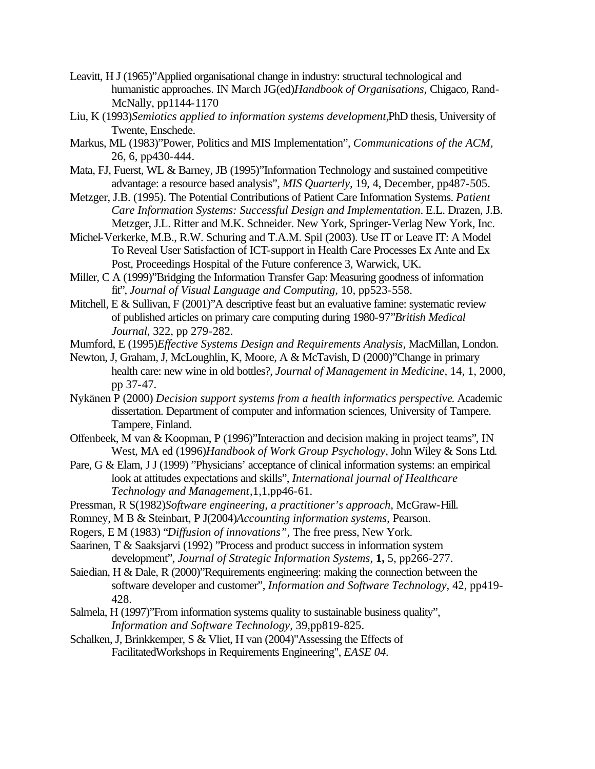Leavitt, H J (1965)"Applied organisational change in industry: structural technological and humanistic approaches. IN March JG(ed)*Handbook of Organisations*, Chigaco, Rand-McNally, pp1144-1170

Liu, K (1993)*Semiotics applied to information systems development*,PhD thesis, University of Twente, Enschede.

Markus, ML (1983)"Power, Politics and MIS Implementation", *Communications of the ACM*, 26, 6, pp430-444.

Mata, FJ, Fuerst, WL & Barney, JB (1995)"Information Technology and sustained competitive advantage: a resource based analysis", *MIS Quarterly*, 19, 4, December, pp487-505.

Metzger, J.B. (1995). The Potential Contributions of Patient Care Information Systems. *Patient Care Information Systems: Successful Design and Implementation*. E.L. Drazen, J.B. Metzger, J.L. Ritter and M.K. Schneider. New York, Springer-Verlag New York, Inc.

Michel-Verkerke, M.B., R.W. Schuring and T.A.M. Spil (2003). Use IT or Leave IT: A Model To Reveal User Satisfaction of ICT-support in Health Care Processes Ex Ante and Ex Post, Proceedings Hospital of the Future conference 3, Warwick, UK.

Miller, C A (1999)"Bridging the Information Transfer Gap: Measuring goodness of information fit", *Journal of Visual Language and Computing*, 10, pp523-558.

Mitchell, E & Sullivan, F (2001)"A descriptive feast but an evaluative famine: systematic review of published articles on primary care computing during 1980-97"*British Medical Journal*, 322, pp 279-282.

Mumford, E (1995)*Effective Systems Design and Requirements Analysis*, MacMillan, London.

Newton, J, Graham, J, McLoughlin, K, Moore, A & McTavish, D (2000)"Change in primary health care: new wine in old bottles?, *Journal of Management in Medicine*, 14, 1, 2000, pp 37-47.

Nykänen P (2000) *Decision support systems from a health informatics perspective*. Academic dissertation. Department of computer and information sciences, University of Tampere. Tampere, Finland.

Offenbeek, M van & Koopman, P (1996)"Interaction and decision making in project teams", IN West, MA ed (1996)*Handbook of Work Group Psychology*, John Wiley & Sons Ltd.

Pare, G & Elam, J J (1999) "Physicians' acceptance of clinical information systems: an empirical look at attitudes expectations and skills", *International journal of Healthcare Technology and Management*,1,1,pp46-61.

Pressman, R S(1982)*Software engineering, a practitioner's approach*, McGraw-Hill.

Romney, M B & Steinbart, P J(2004)*Accounting information systems*, Pearson.

Rogers, E M (1983) "*Diffusion of innovations"*, The free press, New York.

Saarinen, T & Saaksjarvi (1992) "Process and product success in information system development", *Journal of Strategic Information Systems*, **1,** 5, pp266-277.

Saiedian, H & Dale, R (2000)"Requirements engineering: making the connection between the software developer and customer", *Information and Software Technology*, 42, pp419-428.

Salmela, H (1997)"From information systems quality to sustainable business quality", *Information and Software Technology*, 39,pp819-825.

Schalken, J, Brinkkemper, S & Vliet, H van (2004)"Assessing the Effects of FacilitatedWorkshops in Requirements Engineering", *EASE 04*.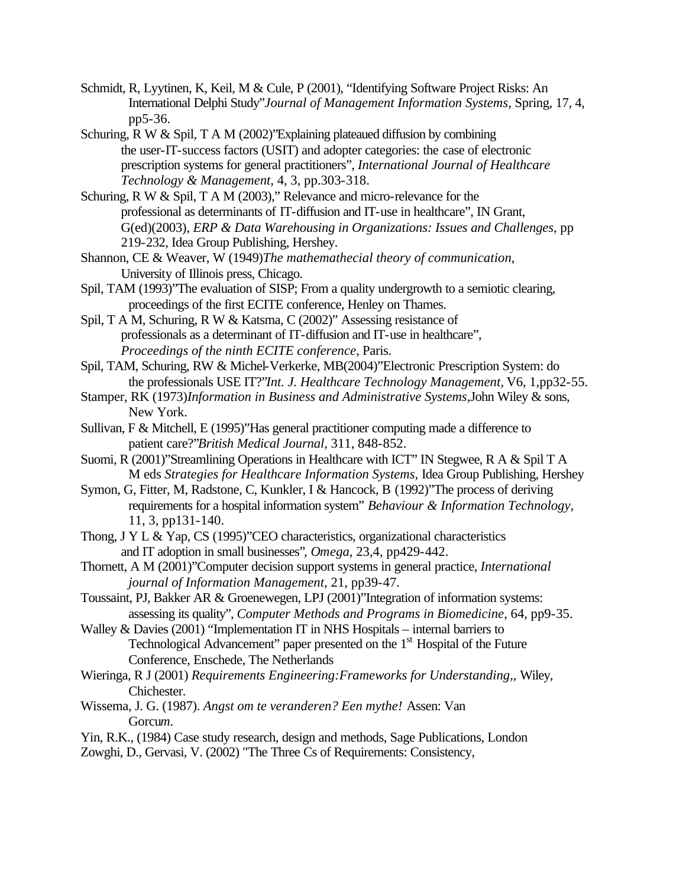Schmidt, R, Lyytinen, K, Keil, M & Cule, P (2001), "Identifying Software Project Risks: An International Delphi Study"*Journal of Management Information Systems,* Spring, 17, 4, pp5-36.

Schuring, R W & Spil, T A M (2002)"Explaining plateaued diffusion by combining the user-IT-success factors (USIT) and adopter categories: the case of electronic prescription systems for general practitioners", *International Journal of Healthcare Technology & Management,* 4, 3, pp.303-318.

Schuring, R W & Spil, T A M (2003)," Relevance and micro-relevance for the professional as determinants of IT-diffusion and IT-use in healthcare", IN Grant, G(ed)(2003), *ERP & Data Warehousing in Organizations: Issues and Challenges*, pp 219-232, Idea Group Publishing, Hershey.

Shannon, CE & Weaver, W (1949)*The mathemathecial theory of communication,* University of Illinois press, Chicago.

Spil, TAM (1993)"The evaluation of SISP; From a quality undergrowth to a semiotic clearing, proceedings of the first ECITE conference, Henley on Thames.

Spil, T A M, Schuring, R W & Katsma, C (2002)" Assessing resistance of professionals as a determinant of IT-diffusion and IT-use in healthcare", *Proceedings of the ninth ECITE conference*, Paris.

Spil, TAM, Schuring, RW & Michel-Verkerke, MB(2004)"Electronic Prescription System: do the professionals USE IT?"*Int. J. Healthcare Technology Management,* V6, 1,pp32-55.

Stamper, RK (1973)*Information in Business and Administrative Systems*,John Wiley & sons, New York.

Sullivan, F & Mitchell, E (1995)"Has general practitioner computing made a difference to patient care?"*British Medical Journal*, 311, 848-852.

Suomi, R (2001)"Streamlining Operations in Healthcare with ICT" IN Stegwee, R A & Spil T A M eds *Strategies for Healthcare Information Systems*, Idea Group Publishing, Hershey

Symon, G, Fitter, M, Radstone, C, Kunkler, I & Hancock, B (1992)"The process of deriving requirements for a hospital information system" *Behaviour & Information Technology,* 11, 3, pp131-140.

Thong, J Y L & Yap, CS (1995)"CEO characteristics, organizational characteristics and IT adoption in small businesses", *Omega*, 23,4, pp429-442.

Thornett, A M (2001)"Computer decision support systems in general practice, *International journal of Information Management,* 21, pp39-47.

Toussaint, PJ, Bakker AR & Groenewegen, LPJ (2001)"Integration of information systems: assessing its quality", *Computer Methods and Programs in Biomedicine*, 64, pp9-35.

Walley & Davies (2001) "Implementation IT in NHS Hospitals – internal barriers to Technological Advancement" paper presented on the 1st Hospital of the Future Conference, Enschede, The Netherlands

Wieringa, R J (2001) *Requirements Engineering:Frameworks for Understanding,,* Wiley, Chichester.

Wissema, J. G. (1987). *Angst om te veranderen? Een mythe!* Assen: Van Gorcu*m*.

Yin, R.K., (1984) Case study research, design and methods, Sage Publications, London

Zowghi, D., Gervasi, V. (2002) "The Three Cs of Requirements: Consistency,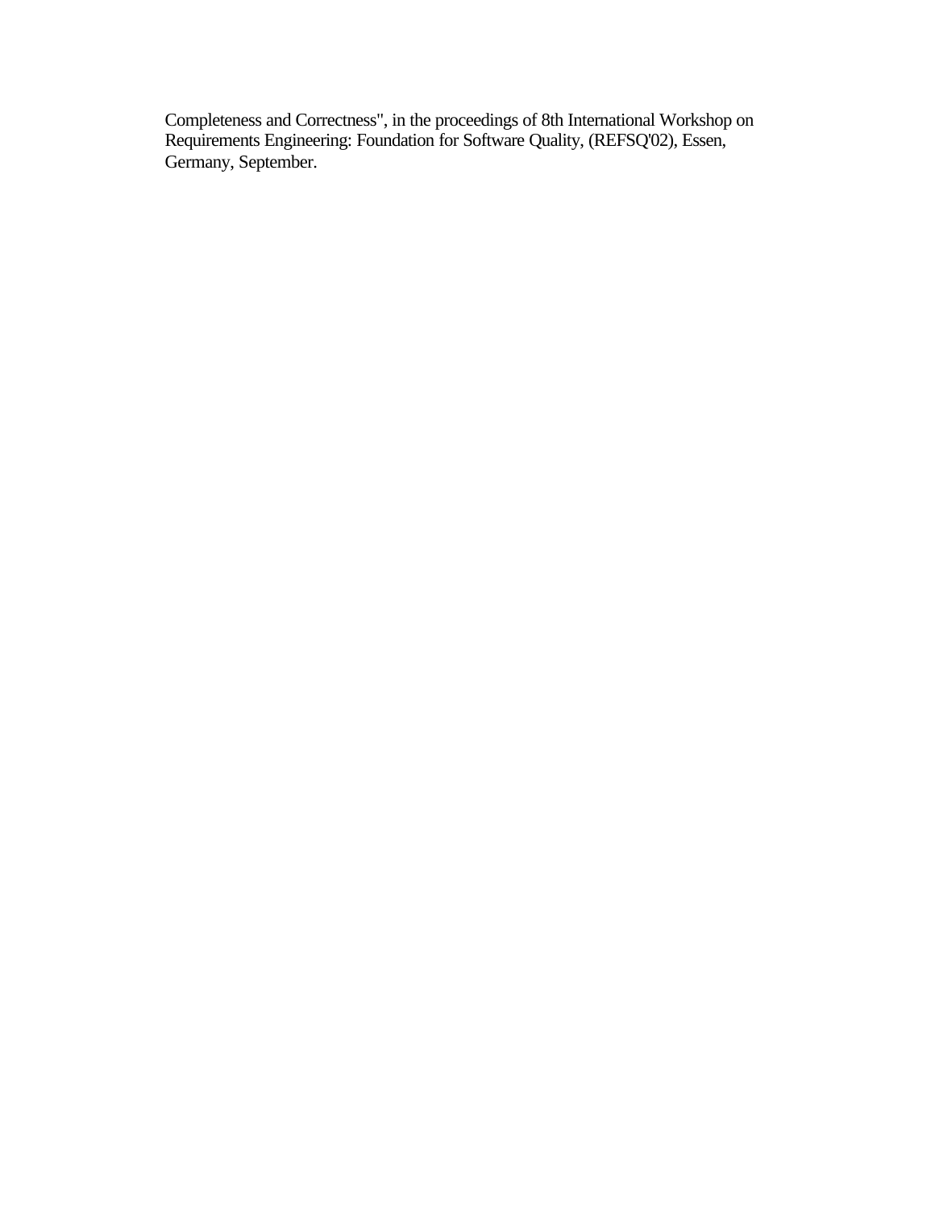Completeness and Correctness", in the proceedings of 8th International Workshop on Requirements Engineering: Foundation for Software Quality, (REFSQ'02), Essen, Germany, September.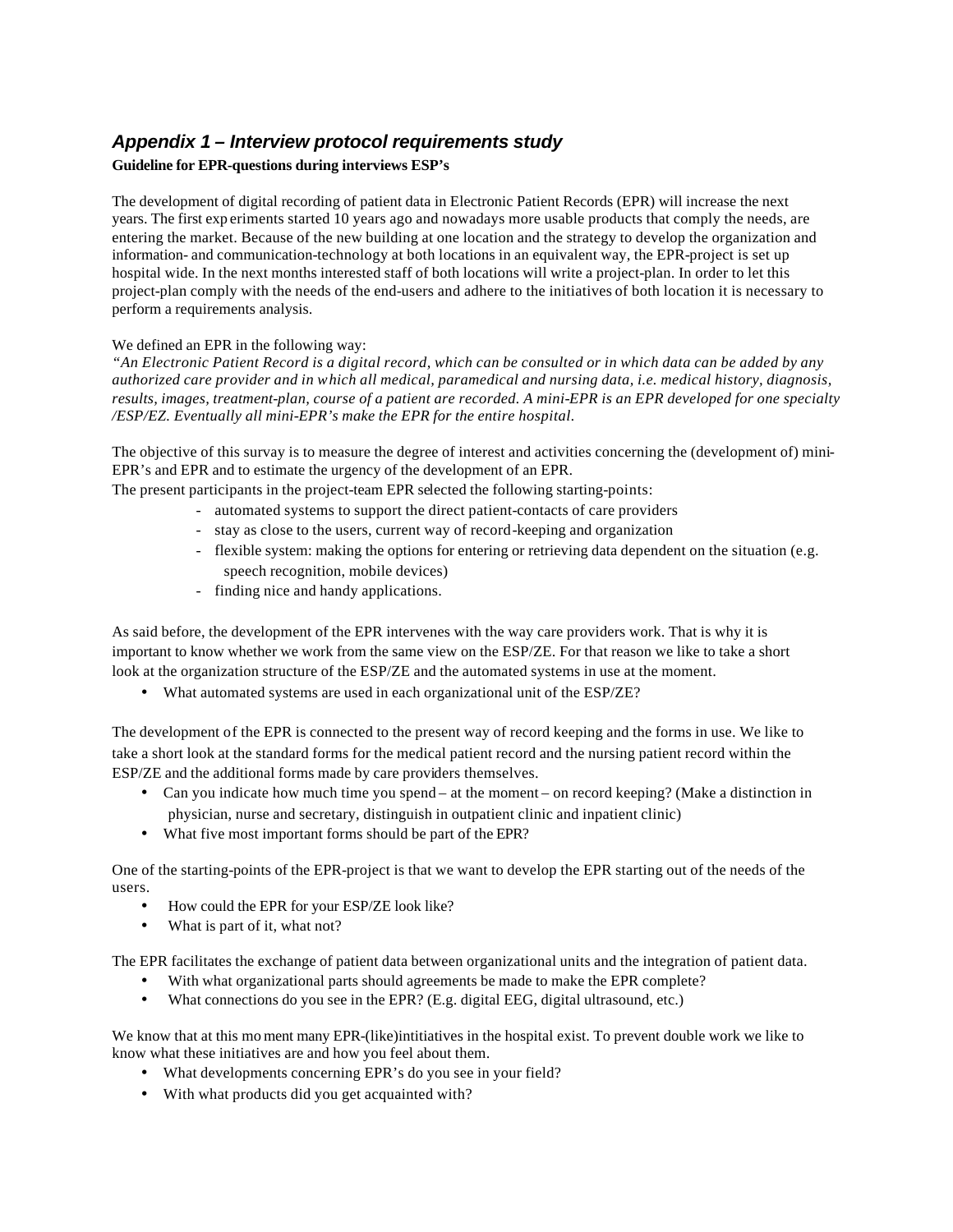## *Appendix 1 – Interview protocol requirements study*

**Guideline for EPR-questions during interviews ESP's**

The development of digital recording of patient data in Electronic Patient Records (EPR) will increase the next years. The first experiments started 10 years ago and nowadays more usable products that comply the needs, are entering the market. Because of the new building at one location and the strategy to develop the organization and information- and communication-technology at both locations in an equivalent way, the EPR-project is set up hospital wide. In the next months interested staff of both locations will write a project-plan. In order to let this project-plan comply with the needs of the end-users and adhere to the initiatives of both location it is necessary to perform a requirements analysis.

We defined an EPR in the following way:
*"An Electronic Patient Record is a digital record, which can be consulted or in which data can be added by any authorized care provider and in which all medical, paramedical and nursing data, i.e. medical history, diagnosis, results, images, treatment-plan, course of a patient are recorded. A mini-EPR is an EPR developed for one specialty /ESP/EZ. Eventually all mini-EPR's make the EPR for the entire hospital.*

The objective of this survay is to measure the degree of interest and activities concerning the (development of) mini-EPR's and EPR and to estimate the urgency of the development of an EPR.
The present participants in the project-team EPR selected the following starting-points:

- automated systems to support the direct patient-contacts of care providers
- stay as close to the users, current way of record-keeping and organization
- flexible system: making the options for entering or retrieving data dependent on the situation (e.g. speech recognition, mobile devices)
- finding nice and handy applications.

As said before, the development of the EPR intervenes with the way care providers work. That is why it is important to know whether we work from the same view on the ESP/ZE. For that reason we like to take a short look at the organization structure of the ESP/ZE and the automated systems in use at the moment.

- What automated systems are used in each organizational unit of the ESP/ZE?

The development of the EPR is connected to the present way of record keeping and the forms in use. We like to take a short look at the standard forms for the medical patient record and the nursing patient record within the ESP/ZE and the additional forms made by care providers themselves.

- Can you indicate how much time you spend – at the moment – on record keeping? (Make a distinction in physician, nurse and secretary, distinguish in outpatient clinic and inpatient clinic)
- What five most important forms should be part of the EPR?

One of the starting-points of the EPR-project is that we want to develop the EPR starting out of the needs of the users.

- How could the EPR for your ESP/ZE look like?
- What is part of it, what not?

The EPR facilitates the exchange of patient data between organizational units and the integration of patient data.

- With what organizational parts should agreements be made to make the EPR complete?
- What connections do you see in the EPR? (E.g. digital EEG, digital ultrasound, etc.)

We know that at this moment many EPR-(like)intitiatives in the hospital exist. To prevent double work we like to know what these initiatives are and how you feel about them.

- What developments concerning EPR's do you see in your field?
- With what products did you get acquainted with?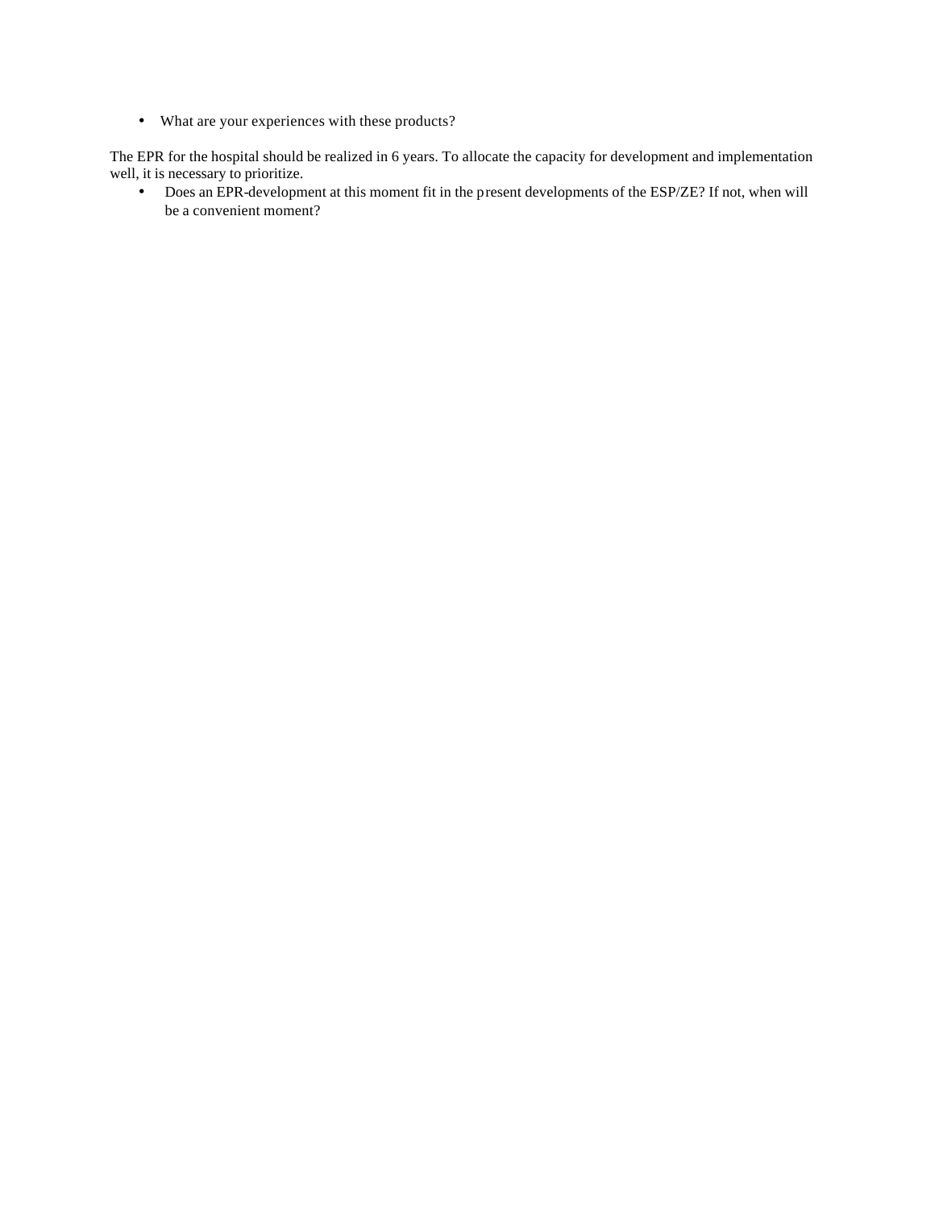- What are your experiences with these products?

The EPR for the hospital should be realized in 6 years. To allocate the capacity for development and implementation well, it is necessary to prioritize.

- Does an EPR-development at this moment fit in the present developments of the ESP/ZE? If not, when will be a convenient moment?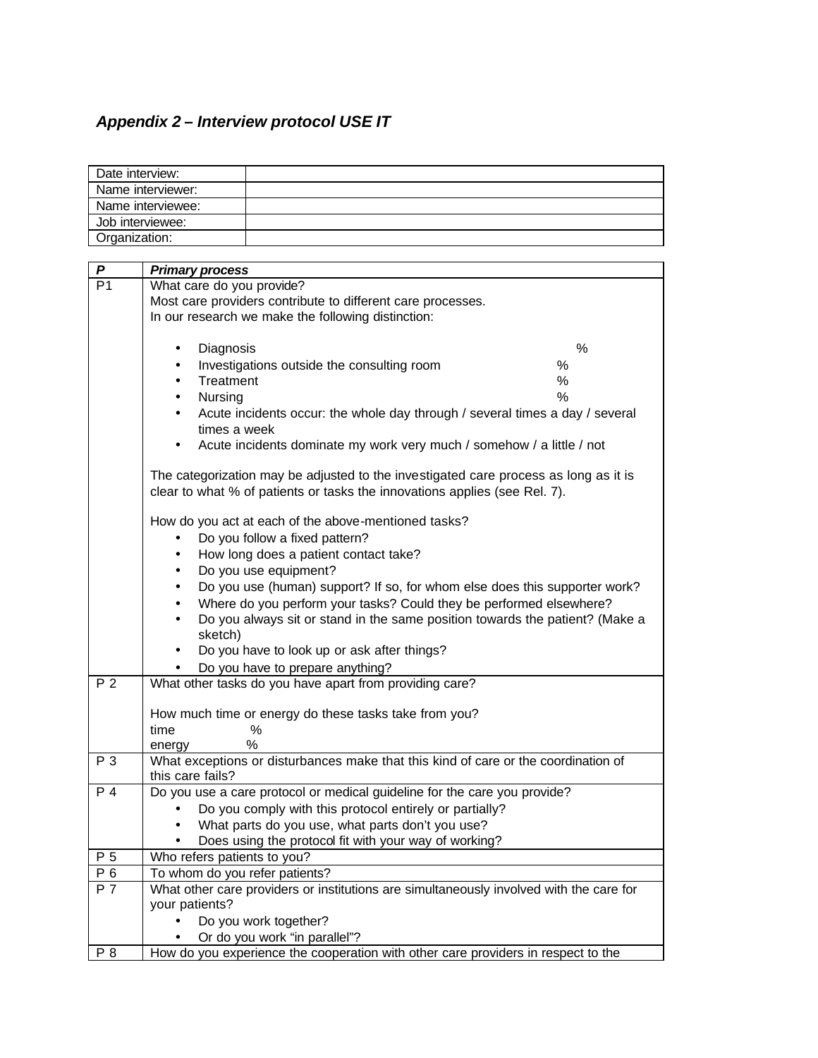### *Appendix 2 – Interview protocol USE IT*

| Date interview: | |
|---|---|
| Name interviewer: | |
| Name interviewee: | |
| Job interviewee: | |
| Organization: | |

| *P* | *Primary process* |
|---|---|
| P1 | What care do you provide?<br>Most care providers contribute to different care processes.<br>In our research we make the following distinction:<br><br>• Diagnosis %<br>• Investigations outside the consulting room %<br>• Treatment %<br>• Nursing %<br>• Acute incidents occur: the whole day through / several times a day / several times a week<br>• Acute incidents dominate my work very much / somehow / a little / not<br><br>The categorization may be adjusted to the investigated care process as long as it is clear to what % of patients or tasks the innovations applies (see Rel. 7).<br><br>How do you act at each of the above-mentioned tasks?<br>• Do you follow a fixed pattern?<br>• How long does a patient contact take?<br>• Do you use equipment?<br>• Do you use (human) support? If so, for whom else does this supporter work?<br>• Where do you perform your tasks? Could they be performed elsewhere?<br>• Do you always sit or stand in the same position towards the patient? (Make a sketch)<br>• Do you have to look up or ask after things?<br>• Do you have to prepare anything? |
| P 2 | What other tasks do you have apart from providing care?<br><br>How much time or energy do these tasks take from you?<br>time %<br>energy % |
| P 3 | What exceptions or disturbances make that this kind of care or the coordination of this care fails? |
| P 4 | Do you use a care protocol or medical guideline for the care you provide?<br>• Do you comply with this protocol entirely or partially?<br>• What parts do you use, what parts don't you use?<br>• Does using the protocol fit with your way of working? |
| P 5 | Who refers patients to you? |
| P 6 | To whom do you refer patients? |
| P 7 | What other care providers or institutions are simultaneously involved with the care for your patients?<br>• Do you work together?<br>• Or do you work "in parallel"? |
| P 8 | How do you experience the cooperation with other care providers in respect to the |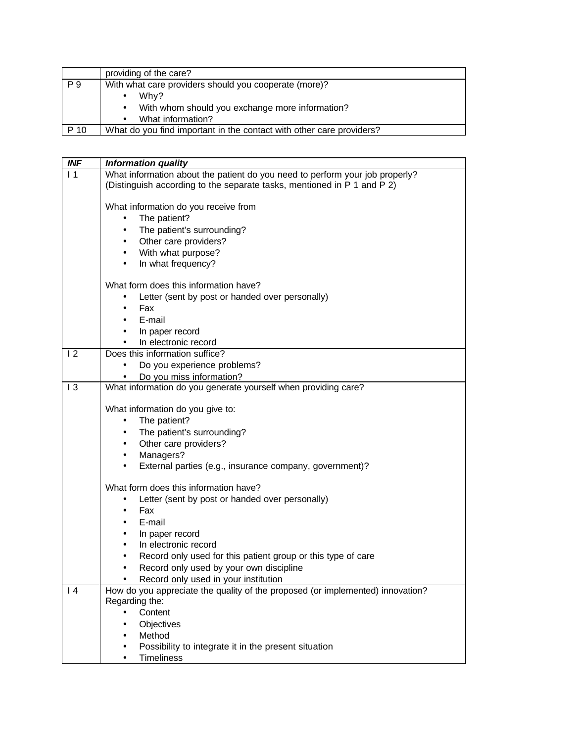| | providing of the care? |
|---|---|
| P 9 | With what care providers should you cooperate (more)?<br>• Why?<br>• With whom should you exchange more information?<br>• What information? |
| P 10 | What do you find important in the contact with other care providers? |

| ***INF*** | ***Information quality*** |
|---|---|
| I 1 | What information about the patient do you need to perform your job properly? (Distinguish according to the separate tasks, mentioned in P 1 and P 2)<br><br>What information do you receive from<br>• The patient?<br>• The patient's surrounding?<br>• Other care providers?<br>• With what purpose?<br>• In what frequency?<br><br>What form does this information have?<br>• Letter (sent by post or handed over personally)<br>• Fax<br>• E-mail<br>• In paper record<br>• In electronic record |
| I 2 | Does this information suffice?<br>• Do you experience problems?<br>• Do you miss information? |
| I 3 | What information do you generate yourself when providing care?<br><br>What information do you give to:<br>• The patient?<br>• The patient's surrounding?<br>• Other care providers?<br>• Managers?<br>• External parties (e.g., insurance company, government)?<br><br>What form does this information have?<br>• Letter (sent by post or handed over personally)<br>• Fax<br>• E-mail<br>• In paper record<br>• In electronic record<br>• Record only used for this patient group or this type of care<br>• Record only used by your own discipline<br>• Record only used in your institution |
| I 4 | How do you appreciate the quality of the proposed (or implemented) innovation? Regarding the:<br>• Content<br>• Objectives<br>• Method<br>• Possibility to integrate it in the present situation<br>• Timeliness |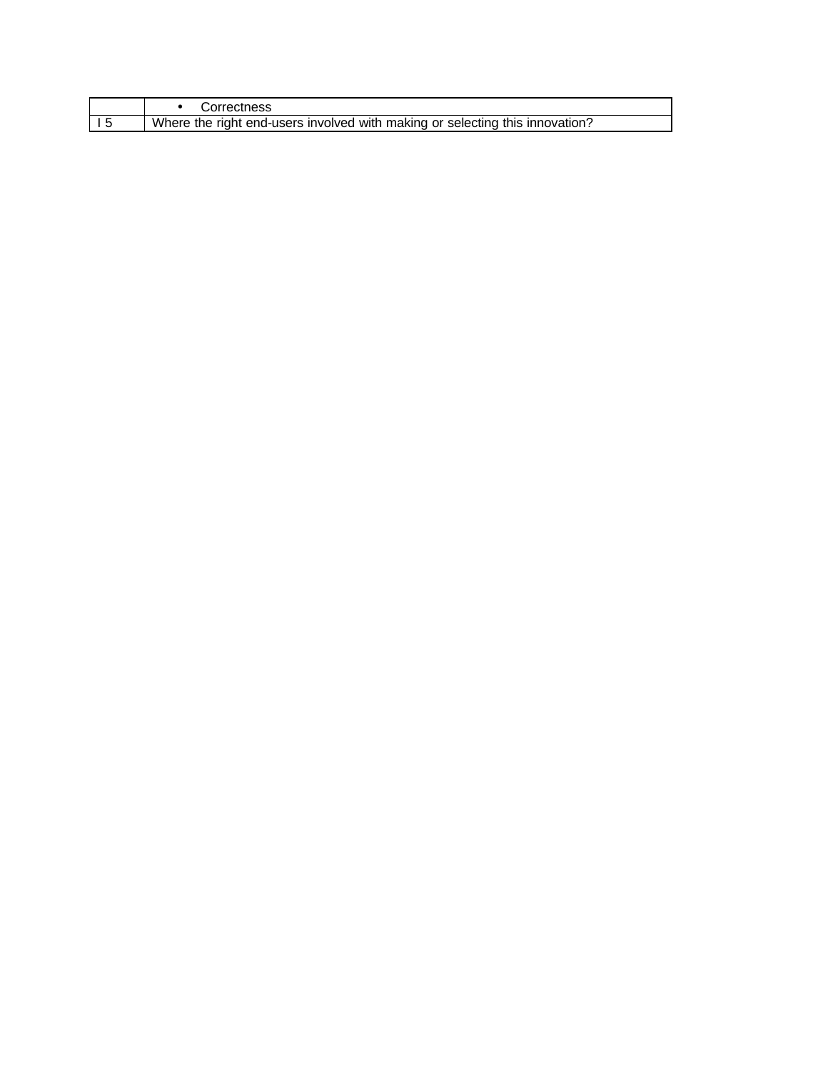| | |
|---|---|
| | • Correctness |
| I 5 | Where the right end-users involved with making or selecting this innovation? |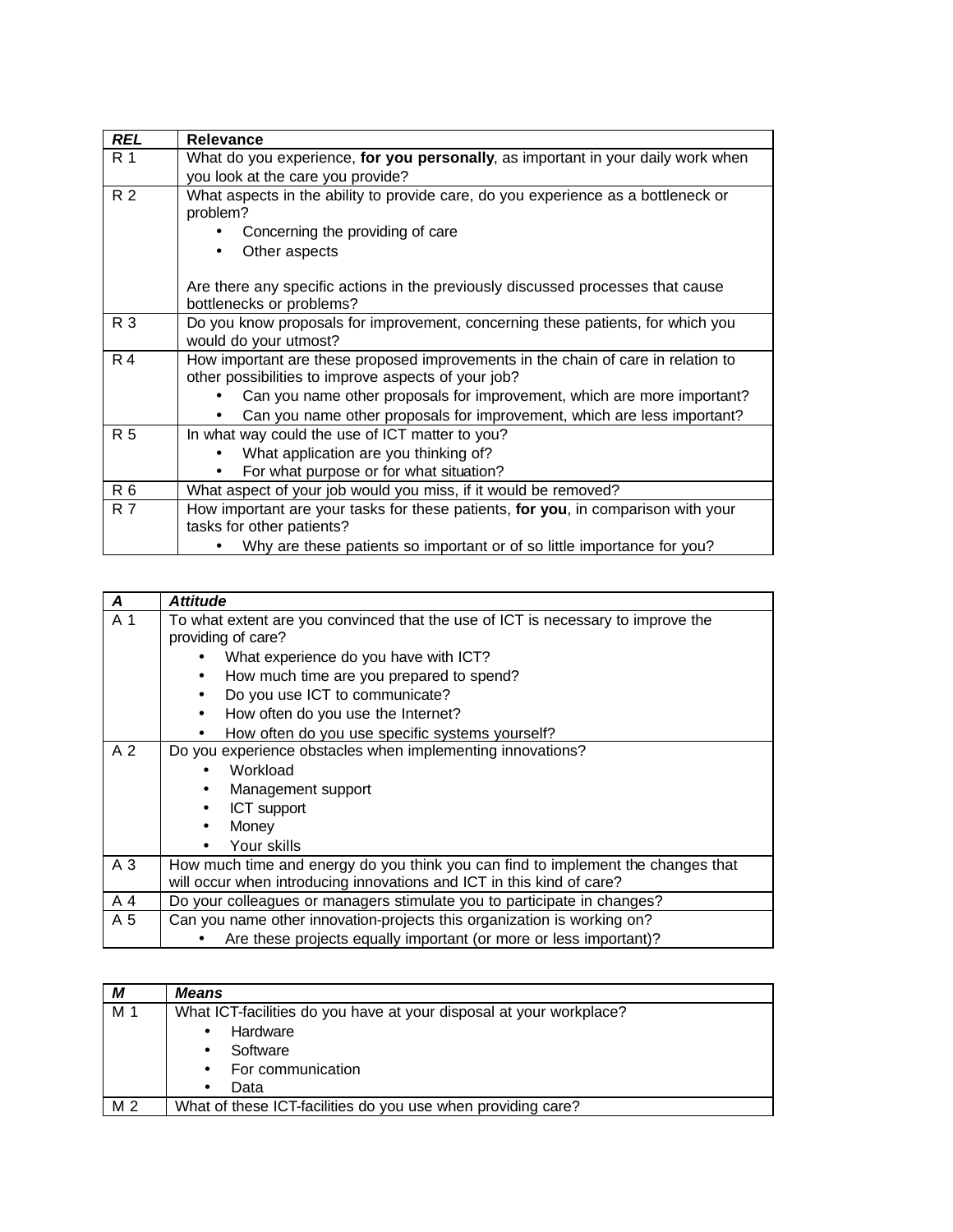| *REL* | Relevance |
|---|---|
| R 1 | What do you experience, **for you personally**, as important in your daily work when you look at the care you provide? |
| R 2 | What aspects in the ability to provide care, do you experience as a bottleneck or problem?<br>• Concerning the providing of care<br>• Other aspects<br><br>Are there any specific actions in the previously discussed processes that cause bottlenecks or problems? |
| R 3 | Do you know proposals for improvement, concerning these patients, for which you would do your utmost? |
| R 4 | How important are these proposed improvements in the chain of care in relation to other possibilities to improve aspects of your job?<br>• Can you name other proposals for improvement, which are more important?<br>• Can you name other proposals for improvement, which are less important? |
| R 5 | In what way could the use of ICT matter to you?<br>• What application are you thinking of?<br>• For what purpose or for what situation? |
| R 6 | What aspect of your job would you miss, if it would be removed? |
| R 7 | How important are your tasks for these patients, **for you**, in comparison with your tasks for other patients?<br>• Why are these patients so important or of so little importance for you? |

| *A* | *Attitude* |
|---|---|
| A 1 | To what extent are you convinced that the use of ICT is necessary to improve the providing of care?<br>• What experience do you have with ICT?<br>• How much time are you prepared to spend?<br>• Do you use ICT to communicate?<br>• How often do you use the Internet?<br>• How often do you use specific systems yourself? |
| A 2 | Do you experience obstacles when implementing innovations?<br>• Workload<br>• Management support<br>• ICT support<br>• Money<br>• Your skills |
| A 3 | How much time and energy do you think you can find to implement the changes that will occur when introducing innovations and ICT in this kind of care? |
| A 4 | Do your colleagues or managers stimulate you to participate in changes? |
| A 5 | Can you name other innovation-projects this organization is working on?<br>• Are these projects equally important (or more or less important)? |

| *M* | *Means* |
|---|---|
| M 1 | What ICT-facilities do you have at your disposal at your workplace?<br>• Hardware<br>• Software<br>• For communication<br>• Data |
| M 2 | What of these ICT-facilities do you use when providing care? |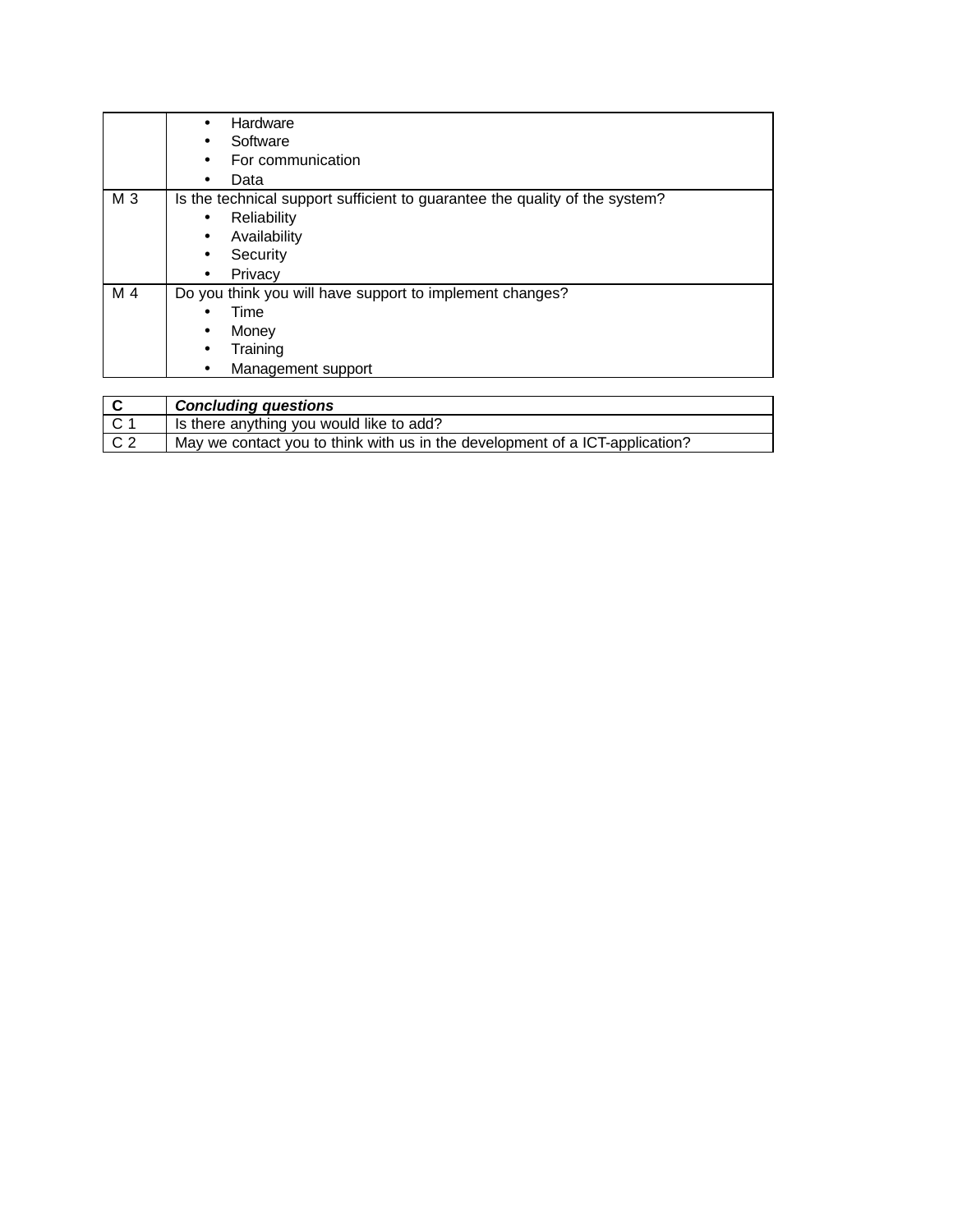| | |
|---|---|
| | • Hardware<br>• Software<br>• For communication<br>• Data |
| M 3 | Is the technical support sufficient to guarantee the quality of the system?<br>• Reliability<br>• Availability<br>• Security<br>• Privacy |
| M 4 | Do you think you will have support to implement changes?<br>• Time<br>• Money<br>• Training<br>• Management support |

| **C** | ***Concluding questions*** |
|---|---|
| C 1 | Is there anything you would like to add? |
| C 2 | May we contact you to think with us in the development of a ICT-application? |